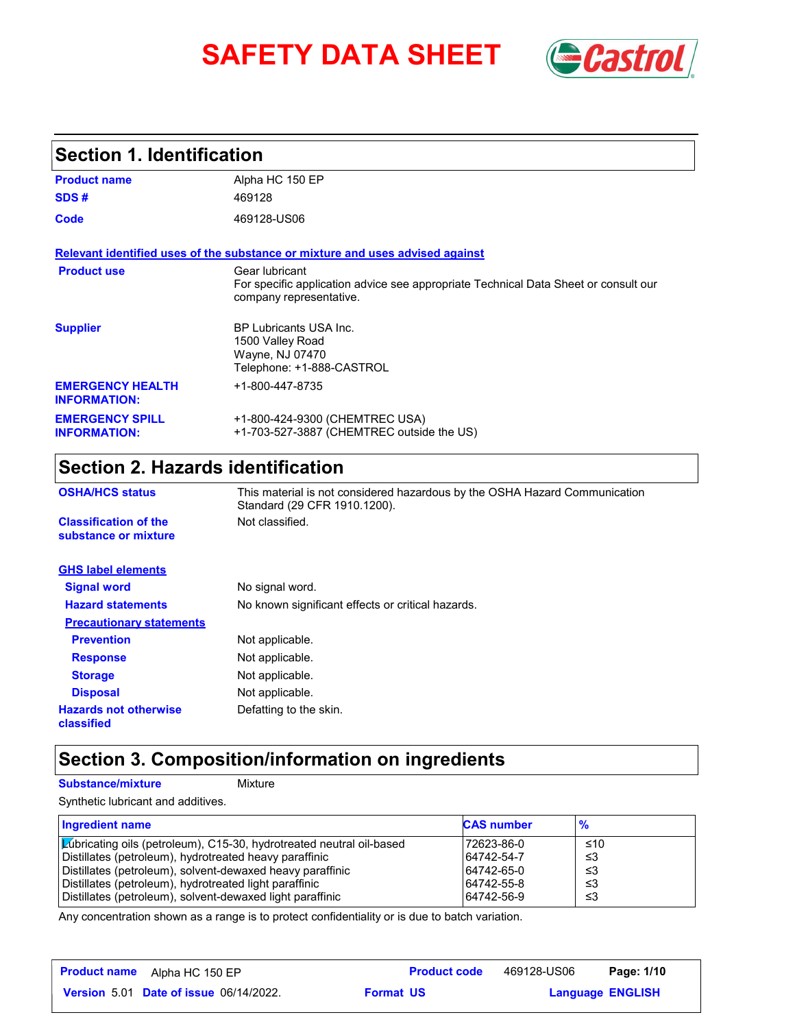# SAFETY DATA SHEET

## Section 1. Identification

| | |
|---|---|
| **Product name** | Alpha HC 150 EP |
| **SDS #** | 469128 |
| **Code** | 469128-US06 |

**Relevant identified uses of the substance or mixture and uses advised against**

| | |
|---|---|
| **Product use** | Gear lubricant<br>For specific application advice see appropriate Technical Data Sheet or consult our company representative. |
| **Supplier** | BP Lubricants USA Inc.<br>1500 Valley Road<br>Wayne, NJ 07470<br>Telephone: +1-888-CASTROL |
| **EMERGENCY HEALTH INFORMATION:** | +1-800-447-8735 |
| **EMERGENCY SPILL INFORMATION:** | +1-800-424-9300 (CHEMTREC USA)<br>+1-703-527-3887 (CHEMTREC outside the US) |

## Section 2. Hazards identification

| | |
|---|---|
| **OSHA/HCS status** | This material is not considered hazardous by the OSHA Hazard Communication Standard (29 CFR 1910.1200). |
| **Classification of the substance or mixture** | Not classified. |

**GHS label elements**

| | |
|---|---|
| **Signal word** | No signal word. |
| **Hazard statements** | No known significant effects or critical hazards. |

**Precautionary statements**

| | |
|---|---|
| **Prevention** | Not applicable. |
| **Response** | Not applicable. |
| **Storage** | Not applicable. |
| **Disposal** | Not applicable. |
| **Hazards not otherwise classified** | Defatting to the skin. |

## Section 3. Composition/information on ingredients

**Substance/mixture** Mixture

Synthetic lubricant and additives.

| Ingredient name | CAS number | % |
|---|---|---|
| Lubricating oils (petroleum), C15-30, hydrotreated neutral oil-based | 72623-86-0 | ≤10 |
| Distillates (petroleum), hydrotreated heavy paraffinic | 64742-54-7 | ≤3 |
| Distillates (petroleum), solvent-dewaxed heavy paraffinic | 64742-65-0 | ≤3 |
| Distillates (petroleum), hydrotreated light paraffinic | 64742-55-8 | ≤3 |
| Distillates (petroleum), solvent-dewaxed light paraffinic | 64742-56-9 | ≤3 |

Any concentration shown as a range is to protect confidentiality or is due to batch variation.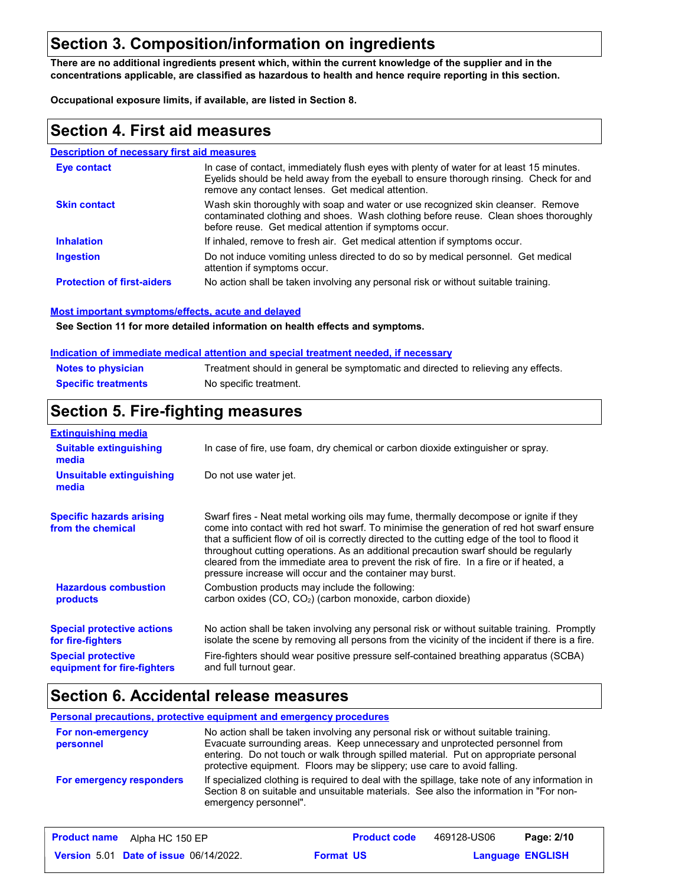## Section 3. Composition/information on ingredients

**There are no additional ingredients present which, within the current knowledge of the supplier and in the concentrations applicable, are classified as hazardous to health and hence require reporting in this section.**

**Occupational exposure limits, if available, are listed in Section 8.**

## Section 4. First aid measures

### Description of necessary first aid measures

**Eye contact**: In case of contact, immediately flush eyes with plenty of water for at least 15 minutes. Eyelids should be held away from the eyeball to ensure thorough rinsing. Check for and remove any contact lenses. Get medical attention.

**Skin contact**: Wash skin thoroughly with soap and water or use recognized skin cleanser. Remove contaminated clothing and shoes. Wash clothing before reuse. Clean shoes thoroughly before reuse. Get medical attention if symptoms occur.

**Inhalation**: If inhaled, remove to fresh air. Get medical attention if symptoms occur.

**Ingestion**: Do not induce vomiting unless directed to do so by medical personnel. Get medical attention if symptoms occur.

**Protection of first-aiders**: No action shall be taken involving any personal risk or without suitable training.

### Most important symptoms/effects, acute and delayed

**See Section 11 for more detailed information on health effects and symptoms.**

### Indication of immediate medical attention and special treatment needed, if necessary

**Notes to physician**: Treatment should in general be symptomatic and directed to relieving any effects.

**Specific treatments**: No specific treatment.

## Section 5. Fire-fighting measures

### Extinguishing media

**Suitable extinguishing media**: In case of fire, use foam, dry chemical or carbon dioxide extinguisher or spray.

**Unsuitable extinguishing media**: Do not use water jet.

**Specific hazards arising from the chemical**: Swarf fires - Neat metal working oils may fume, thermally decompose or ignite if they come into contact with red hot swarf. To minimise the generation of red hot swarf ensure that a sufficient flow of oil is correctly directed to the cutting edge of the tool to flood it throughout cutting operations. As an additional precaution swarf should be regularly cleared from the immediate area to prevent the risk of fire. In a fire or if heated, a pressure increase will occur and the container may burst.

**Hazardous combustion products**: Combustion products may include the following:
carbon oxides (CO, $CO_2$) (carbon monoxide, carbon dioxide)

**Special protective actions for fire-fighters**: No action shall be taken involving any personal risk or without suitable training. Promptly isolate the scene by removing all persons from the vicinity of the incident if there is a fire.

**Special protective equipment for fire-fighters**: Fire-fighters should wear positive pressure self-contained breathing apparatus (SCBA) and full turnout gear.

## Section 6. Accidental release measures

### Personal precautions, protective equipment and emergency procedures

**For non-emergency personnel**: No action shall be taken involving any personal risk or without suitable training. Evacuate surrounding areas. Keep unnecessary and unprotected personnel from entering. Do not touch or walk through spilled material. Put on appropriate personal protective equipment. Floors may be slippery; use care to avoid falling.

**For emergency responders**: If specialized clothing is required to deal with the spillage, take note of any information in Section 8 on suitable and unsuitable materials. See also the information in "For non-emergency personnel".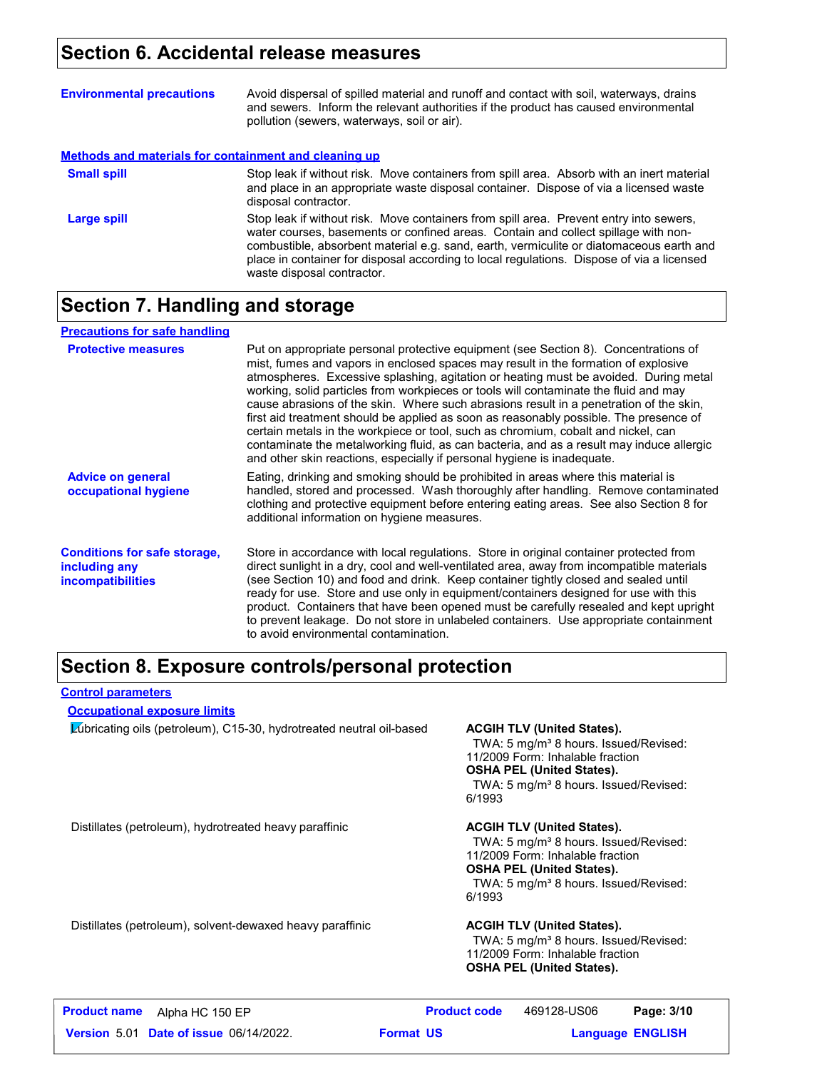## Section 6. Accidental release measures

**Environmental precautions**

Avoid dispersal of spilled material and runoff and contact with soil, waterways, drains and sewers. Inform the relevant authorities if the product has caused environmental pollution (sewers, waterways, soil or air).

**Methods and materials for containment and cleaning up**

**Small spill**

Stop leak if without risk. Move containers from spill area. Absorb with an inert material and place in an appropriate waste disposal container. Dispose of via a licensed waste disposal contractor.

**Large spill**

Stop leak if without risk. Move containers from spill area. Prevent entry into sewers, water courses, basements or confined areas. Contain and collect spillage with non-combustible, absorbent material e.g. sand, earth, vermiculite or diatomaceous earth and place in container for disposal according to local regulations. Dispose of via a licensed waste disposal contractor.

## Section 7. Handling and storage

**Precautions for safe handling**

**Protective measures**

Put on appropriate personal protective equipment (see Section 8). Concentrations of mist, fumes and vapors in enclosed spaces may result in the formation of explosive atmospheres. Excessive splashing, agitation or heating must be avoided. During metal working, solid particles from workpieces or tools will contaminate the fluid and may cause abrasions of the skin. Where such abrasions result in a penetration of the skin, first aid treatment should be applied as soon as reasonably possible. The presence of certain metals in the workpiece or tool, such as chromium, cobalt and nickel, can contaminate the metalworking fluid, as can bacteria, and as a result may induce allergic and other skin reactions, especially if personal hygiene is inadequate.

**Advice on general occupational hygiene**

Eating, drinking and smoking should be prohibited in areas where this material is handled, stored and processed. Wash thoroughly after handling. Remove contaminated clothing and protective equipment before entering eating areas. See also Section 8 for additional information on hygiene measures.

**Conditions for safe storage, including any incompatibilities**

Store in accordance with local regulations. Store in original container protected from direct sunlight in a dry, cool and well-ventilated area, away from incompatible materials (see Section 10) and food and drink. Keep container tightly closed and sealed until ready for use. Store and use only in equipment/containers designed for use with this product. Containers that have been opened must be carefully resealed and kept upright to prevent leakage. Do not store in unlabeled containers. Use appropriate containment to avoid environmental contamination.

## Section 8. Exposure controls/personal protection

**Control parameters**

**Occupational exposure limits**

| Ingredient name | Exposure limits |
|---|---|
| Lubricating oils (petroleum), C15-30, hydrotreated neutral oil-based | **ACGIH TLV (United States).** TWA: 5 mg/m³ 8 hours. Issued/Revised: 11/2009 Form: Inhalable fraction<br>**OSHA PEL (United States).** TWA: 5 mg/m³ 8 hours. Issued/Revised: 6/1993 |
| Distillates (petroleum), hydrotreated heavy paraffinic | **ACGIH TLV (United States).** TWA: 5 mg/m³ 8 hours. Issued/Revised: 11/2009 Form: Inhalable fraction<br>**OSHA PEL (United States).** TWA: 5 mg/m³ 8 hours. Issued/Revised: 6/1993 |
| Distillates (petroleum), solvent-dewaxed heavy paraffinic | **ACGIH TLV (United States).** TWA: 5 mg/m³ 8 hours. Issued/Revised: 11/2009 Form: Inhalable fraction<br>**OSHA PEL (United States).** |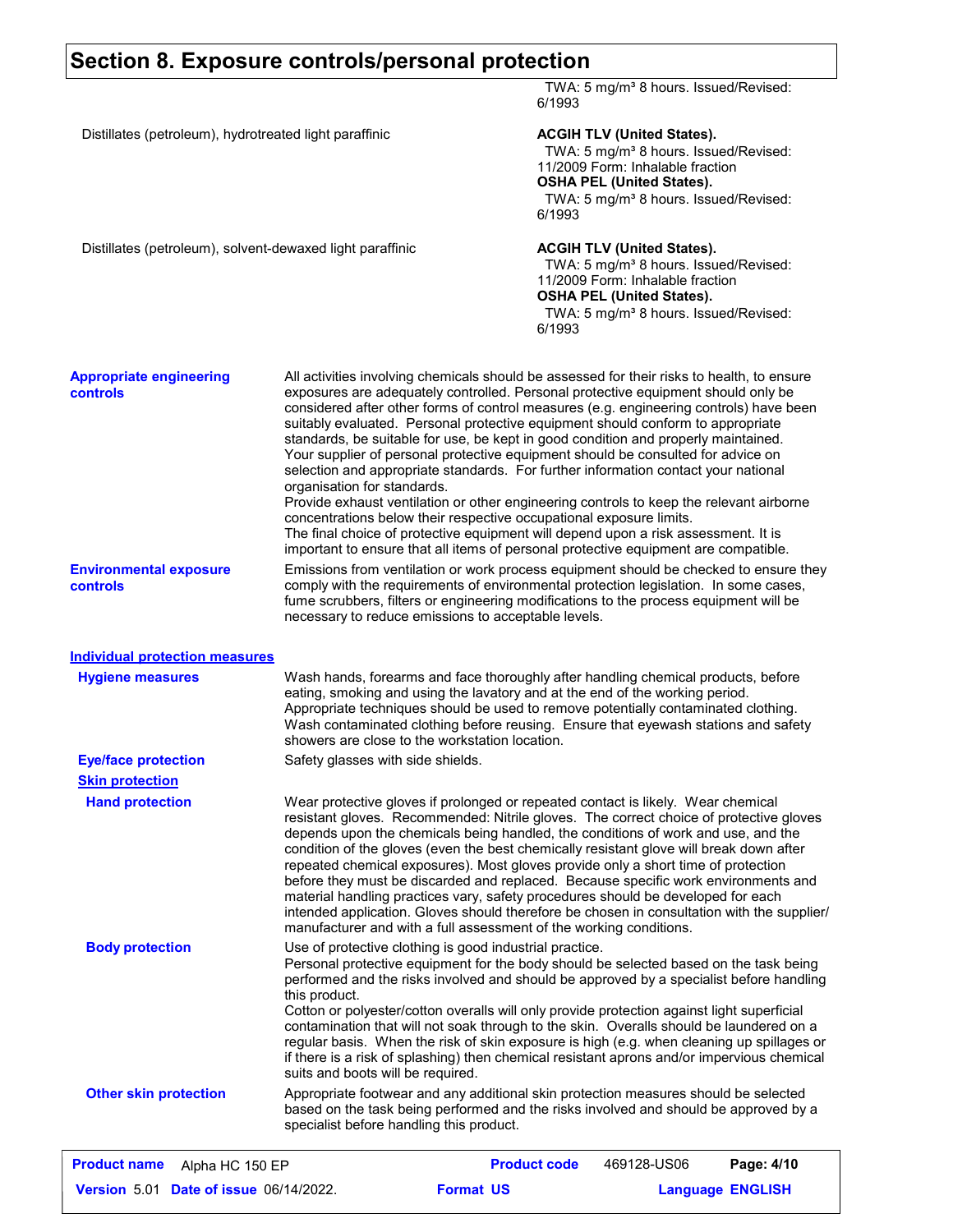## Section 8. Exposure controls/personal protection

| | |
|---|---|
| | TWA: 5 mg/m³ 8 hours. Issued/Revised: 6/1993 |
| Distillates (petroleum), hydrotreated light paraffinic | **ACGIH TLV (United States).**<br>TWA: 5 mg/m³ 8 hours. Issued/Revised: 11/2009 Form: Inhalable fraction<br>**OSHA PEL (United States).**<br>TWA: 5 mg/m³ 8 hours. Issued/Revised: 6/1993 |
| Distillates (petroleum), solvent-dewaxed light paraffinic | **ACGIH TLV (United States).**<br>TWA: 5 mg/m³ 8 hours. Issued/Revised: 11/2009 Form: Inhalable fraction<br>**OSHA PEL (United States).**<br>TWA: 5 mg/m³ 8 hours. Issued/Revised: 6/1993 |

**Appropriate engineering controls**

All activities involving chemicals should be assessed for their risks to health, to ensure exposures are adequately controlled. Personal protective equipment should only be considered after other forms of control measures (e.g. engineering controls) have been suitably evaluated. Personal protective equipment should conform to appropriate standards, be suitable for use, be kept in good condition and properly maintained. Your supplier of personal protective equipment should be consulted for advice on selection and appropriate standards. For further information contact your national organisation for standards.
Provide exhaust ventilation or other engineering controls to keep the relevant airborne concentrations below their respective occupational exposure limits.
The final choice of protective equipment will depend upon a risk assessment. It is important to ensure that all items of personal protective equipment are compatible.

**Environmental exposure controls**

Emissions from ventilation or work process equipment should be checked to ensure they comply with the requirements of environmental protection legislation. In some cases, fume scrubbers, filters or engineering modifications to the process equipment will be necessary to reduce emissions to acceptable levels.

### Individual protection measures

**Hygiene measures**

Wash hands, forearms and face thoroughly after handling chemical products, before eating, smoking and using the lavatory and at the end of the working period. Appropriate techniques should be used to remove potentially contaminated clothing. Wash contaminated clothing before reusing. Ensure that eyewash stations and safety showers are close to the workstation location.

**Eye/face protection**

Safety glasses with side shields.

**Skin protection**

**Hand protection**

Wear protective gloves if prolonged or repeated contact is likely. Wear chemical resistant gloves. Recommended: Nitrile gloves. The correct choice of protective gloves depends upon the chemicals being handled, the conditions of work and use, and the condition of the gloves (even the best chemically resistant glove will break down after repeated chemical exposures). Most gloves provide only a short time of protection before they must be discarded and replaced. Because specific work environments and material handling practices vary, safety procedures should be developed for each intended application. Gloves should therefore be chosen in consultation with the supplier/ manufacturer and with a full assessment of the working conditions.

**Body protection**

Use of protective clothing is good industrial practice.
Personal protective equipment for the body should be selected based on the task being performed and the risks involved and should be approved by a specialist before handling this product.
Cotton or polyester/cotton overalls will only provide protection against light superficial contamination that will not soak through to the skin. Overalls should be laundered on a regular basis. When the risk of skin exposure is high (e.g. when cleaning up spillages or if there is a risk of splashing) then chemical resistant aprons and/or impervious chemical suits and boots will be required.

**Other skin protection**

Appropriate footwear and any additional skin protection measures should be selected based on the task being performed and the risks involved and should be approved by a specialist before handling this product.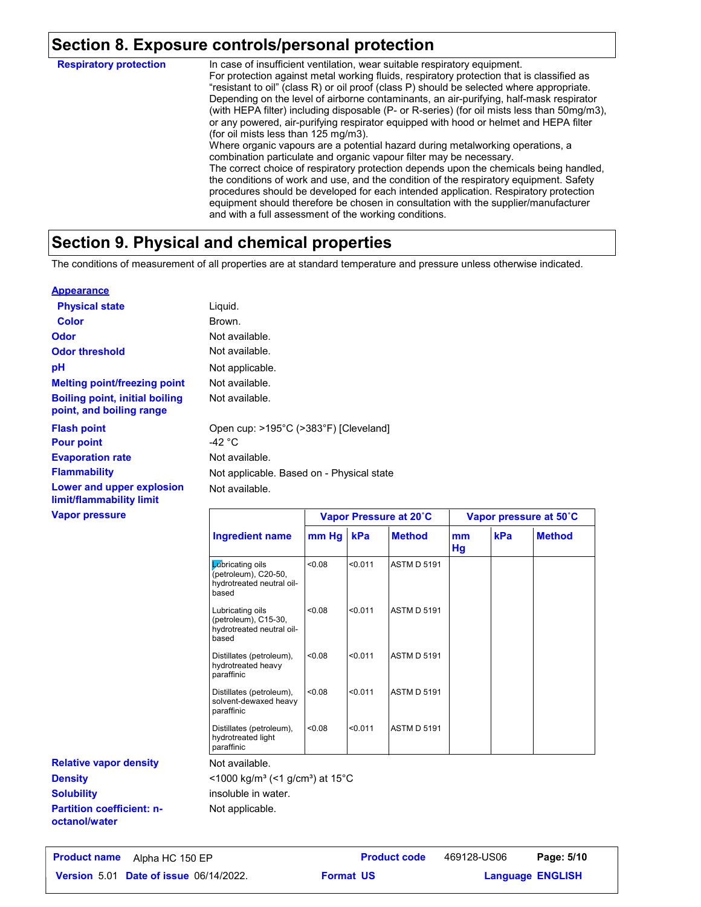## Section 8. Exposure controls/personal protection

**Respiratory protection**

In case of insufficient ventilation, wear suitable respiratory equipment.
For protection against metal working fluids, respiratory protection that is classified as "resistant to oil" (class R) or oil proof (class P) should be selected where appropriate. Depending on the level of airborne contaminants, an air-purifying, half-mask respirator (with HEPA filter) including disposable (P- or R-series) (for oil mists less than 50mg/m3), or any powered, air-purifying respirator equipped with hood or helmet and HEPA filter (for oil mists less than 125 mg/m3).
Where organic vapours are a potential hazard during metalworking operations, a combination particulate and organic vapour filter may be necessary.
The correct choice of respiratory protection depends upon the chemicals being handled, the conditions of work and use, and the condition of the respiratory equipment. Safety procedures should be developed for each intended application. Respiratory protection equipment should therefore be chosen in consultation with the supplier/manufacturer and with a full assessment of the working conditions.

## Section 9. Physical and chemical properties

The conditions of measurement of all properties are at standard temperature and pressure unless otherwise indicated.

**Appearance**

**Physical state**: Liquid.

**Color**: Brown.

**Odor**: Not available.

**Odor threshold**: Not available.

**pH**: Not applicable.

**Melting point/freezing point**: Not available.

**Boiling point, initial boiling point, and boiling range**: Not available.

**Flash point**: Open cup: >195°C (>383°F) [Cleveland]

**Pour point**: -42 °C

**Evaporation rate**: Not available.

**Flammability**: Not applicable. Based on - Physical state

**Lower and upper explosion limit/flammability limit**: Not available.

**Vapor pressure**

| Ingredient name | Vapor Pressure at 20˚C | | | Vapor pressure at 50˚C | | |
|---|---|---|---|---|---|---|
| | mm Hg | kPa | Method | mm Hg | kPa | Method |
| Lubricating oils (petroleum), C20-50, hydrotreated neutral oil-based | <0.08 | <0.011 | ASTM D 5191 | | | |
| Lubricating oils (petroleum), C15-30, hydrotreated neutral oil-based | <0.08 | <0.011 | ASTM D 5191 | | | |
| Distillates (petroleum), hydrotreated heavy paraffinic | <0.08 | <0.011 | ASTM D 5191 | | | |
| Distillates (petroleum), solvent-dewaxed heavy paraffinic | <0.08 | <0.011 | ASTM D 5191 | | | |
| Distillates (petroleum), hydrotreated light paraffinic | <0.08 | <0.011 | ASTM D 5191 | | | |

**Relative vapor density**: Not available.

**Density**: <1000 kg/m³ (<1 g/cm³) at 15°C

**Solubility**: insoluble in water.

**Partition coefficient: n-octanol/water**: Not applicable.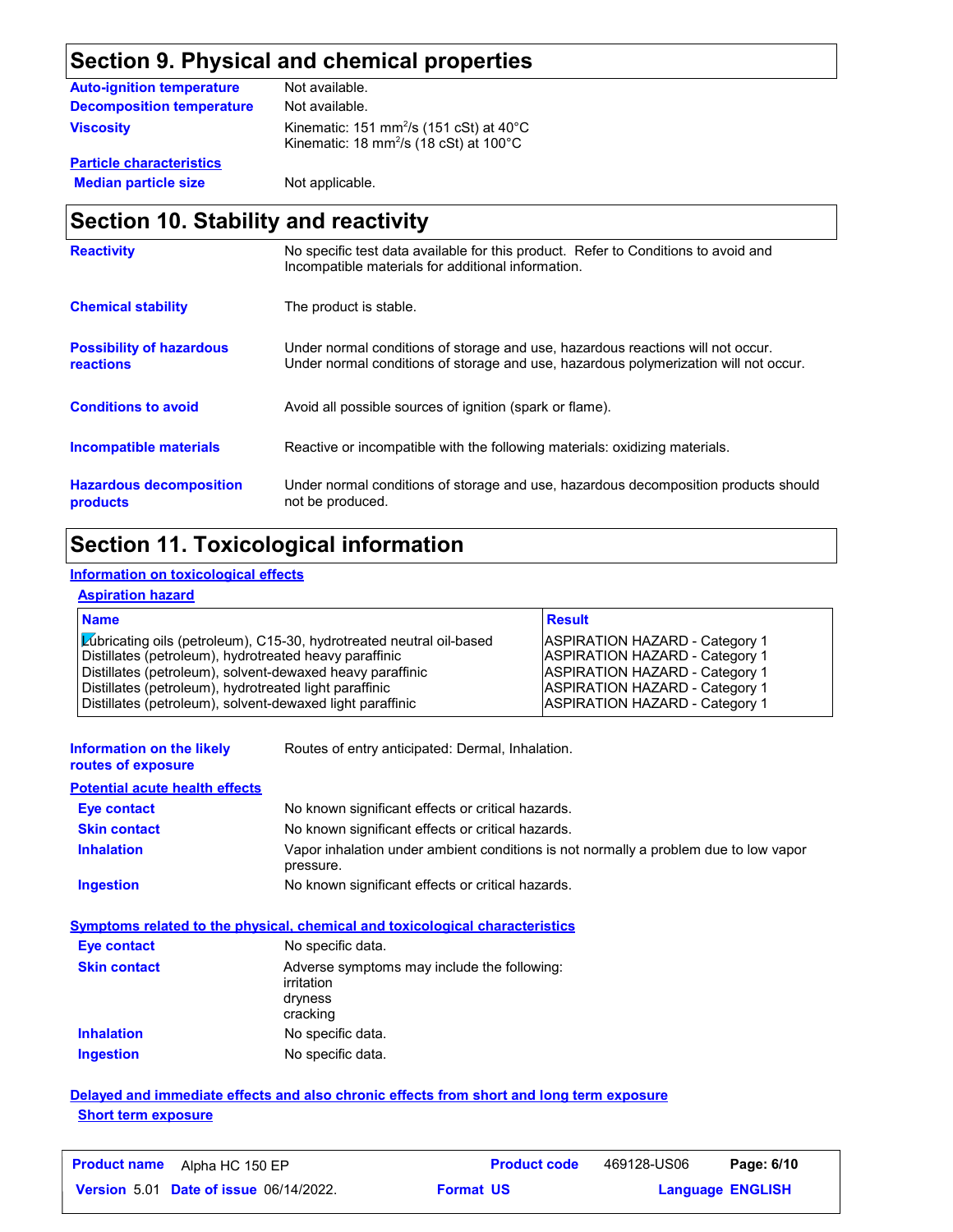## Section 9. Physical and chemical properties

| | |
|---|---|
| **Auto-ignition temperature** | Not available. |
| **Decomposition temperature** | Not available. |
| **Viscosity** | Kinematic: 151 $mm^2/s$ (151 cSt) at 40°C<br>Kinematic: 18 $mm^2/s$ (18 cSt) at 100°C |

**Particle characteristics**

| | |
|---|---|
| **Median particle size** | Not applicable. |

## Section 10. Stability and reactivity

| | |
|---|---|
| **Reactivity** | No specific test data available for this product. Refer to Conditions to avoid and Incompatible materials for additional information. |
| **Chemical stability** | The product is stable. |
| **Possibility of hazardous reactions** | Under normal conditions of storage and use, hazardous reactions will not occur.<br>Under normal conditions of storage and use, hazardous polymerization will not occur. |
| **Conditions to avoid** | Avoid all possible sources of ignition (spark or flame). |
| **Incompatible materials** | Reactive or incompatible with the following materials: oxidizing materials. |
| **Hazardous decomposition products** | Under normal conditions of storage and use, hazardous decomposition products should not be produced. |

## Section 11. Toxicological information

**Information on toxicological effects**

**Aspiration hazard**

| Name | Result |
|---|---|
| Lubricating oils (petroleum), C15-30, hydrotreated neutral oil-based | ASPIRATION HAZARD - Category 1 |
| Distillates (petroleum), hydrotreated heavy paraffinic | ASPIRATION HAZARD - Category 1 |
| Distillates (petroleum), solvent-dewaxed heavy paraffinic | ASPIRATION HAZARD - Category 1 |
| Distillates (petroleum), hydrotreated light paraffinic | ASPIRATION HAZARD - Category 1 |
| Distillates (petroleum), solvent-dewaxed light paraffinic | ASPIRATION HAZARD - Category 1 |

| | |
|---|---|
| **Information on the likely routes of exposure** | Routes of entry anticipated: Dermal, Inhalation. |

**Potential acute health effects**

| | |
|---|---|
| **Eye contact** | No known significant effects or critical hazards. |
| **Skin contact** | No known significant effects or critical hazards. |
| **Inhalation** | Vapor inhalation under ambient conditions is not normally a problem due to low vapor pressure. |
| **Ingestion** | No known significant effects or critical hazards. |

**Symptoms related to the physical, chemical and toxicological characteristics**

| | |
|---|---|
| **Eye contact** | No specific data. |
| **Skin contact** | Adverse symptoms may include the following:<br>irritation<br>dryness<br>cracking |
| **Inhalation** | No specific data. |
| **Ingestion** | No specific data. |

**Delayed and immediate effects and also chronic effects from short and long term exposure**

**Short term exposure**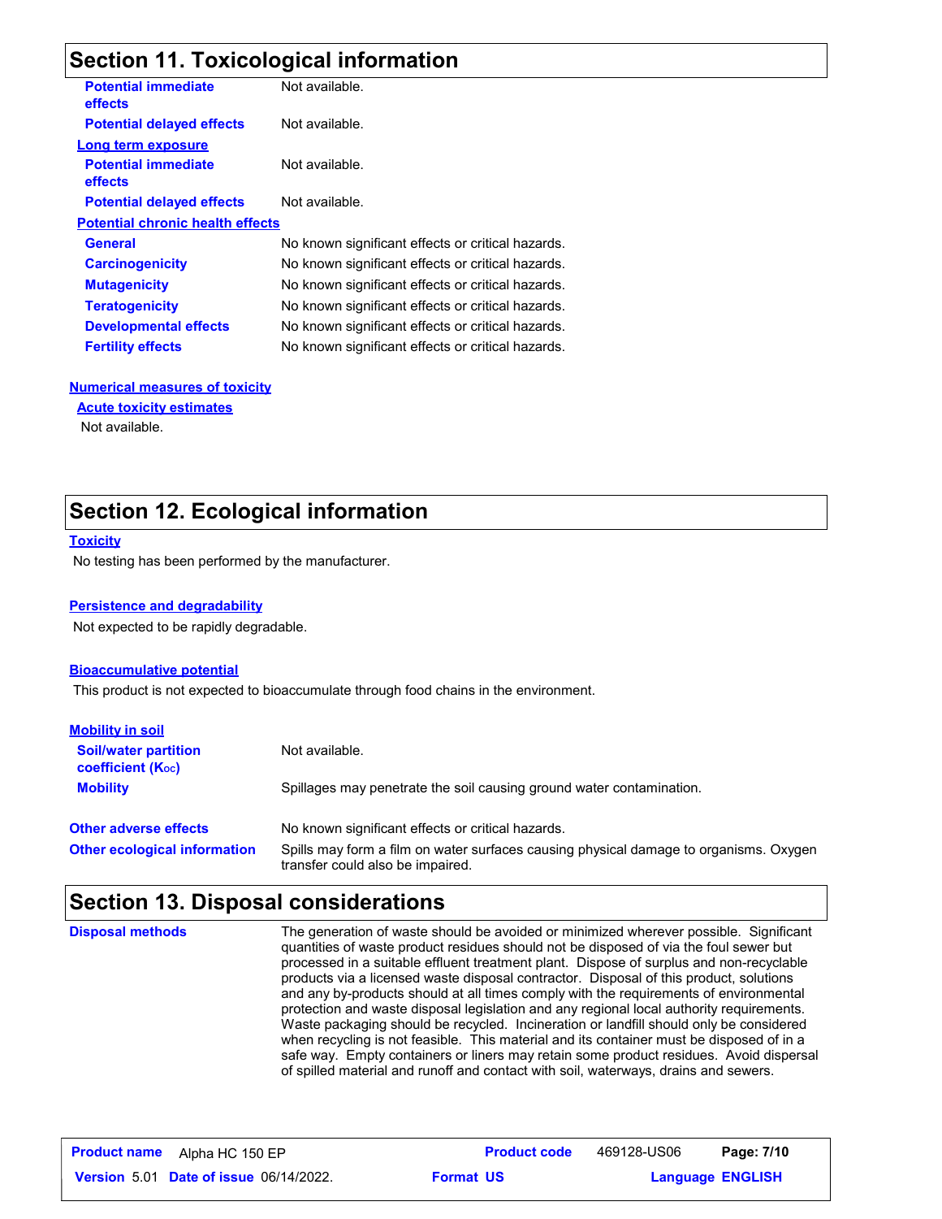## Section 11. Toxicological information

| | |
|---|---|
| **Potential immediate effects** | Not available. |
| **Potential delayed effects** | Not available. |

**Long term exposure**

| | |
|---|---|
| **Potential immediate effects** | Not available. |
| **Potential delayed effects** | Not available. |

**Potential chronic health effects**

| | |
|---|---|
| **General** | No known significant effects or critical hazards. |
| **Carcinogenicity** | No known significant effects or critical hazards. |
| **Mutagenicity** | No known significant effects or critical hazards. |
| **Teratogenicity** | No known significant effects or critical hazards. |
| **Developmental effects** | No known significant effects or critical hazards. |
| **Fertility effects** | No known significant effects or critical hazards. |

**Numerical measures of toxicity**

**Acute toxicity estimates**

Not available.

## Section 12. Ecological information

**Toxicity**

No testing has been performed by the manufacturer.

**Persistence and degradability**

Not expected to be rapidly degradable.

**Bioaccumulative potential**

This product is not expected to bioaccumulate through food chains in the environment.

**Mobility in soil**

| | |
|---|---|
| **Soil/water partition coefficient ($K_{OC}$)** | Not available. |
| **Mobility** | Spillages may penetrate the soil causing ground water contamination. |

| | |
|---|---|
| **Other adverse effects** | No known significant effects or critical hazards. |
| **Other ecological information** | Spills may form a film on water surfaces causing physical damage to organisms. Oxygen transfer could also be impaired. |

## Section 13. Disposal considerations

**Disposal methods**

The generation of waste should be avoided or minimized wherever possible. Significant quantities of waste product residues should not be disposed of via the foul sewer but processed in a suitable effluent treatment plant. Dispose of surplus and non-recyclable products via a licensed waste disposal contractor. Disposal of this product, solutions and any by-products should at all times comply with the requirements of environmental protection and waste disposal legislation and any regional local authority requirements. Waste packaging should be recycled. Incineration or landfill should only be considered when recycling is not feasible. This material and its container must be disposed of in a safe way. Empty containers or liners may retain some product residues. Avoid dispersal of spilled material and runoff and contact with soil, waterways, drains and sewers.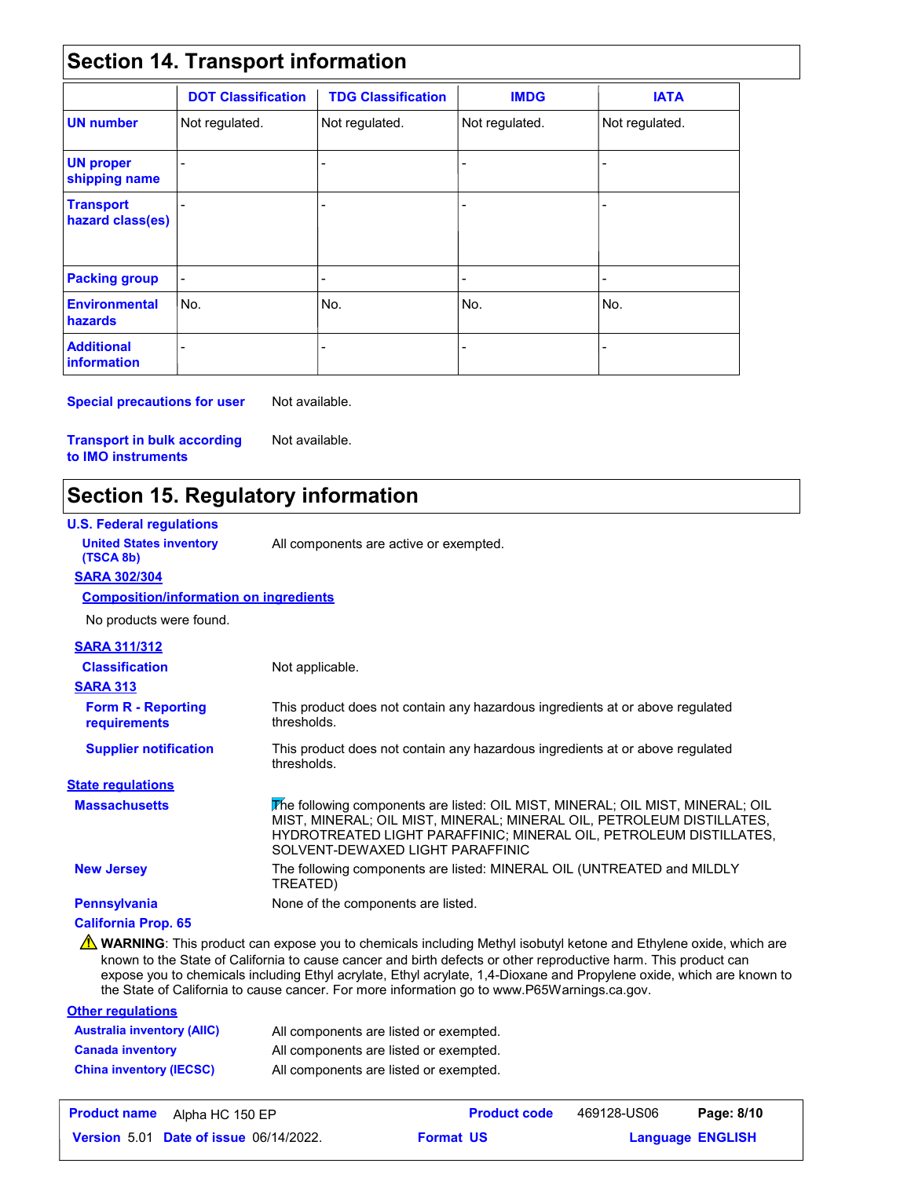## Section 14. Transport information

| | DOT Classification | TDG Classification | IMDG | IATA |
|---|---|---|---|---|
| **UN number** | Not regulated. | Not regulated. | Not regulated. | Not regulated. |
| **UN proper shipping name** | - | - | - | - |
| **Transport hazard class(es)** | - | - | - | - |
| **Packing group** | - | - | - | - |
| **Environmental hazards** | No. | No. | No. | No. |
| **Additional information** | - | - | - | - |

**Special precautions for user** Not available.

**Transport in bulk according to IMO instruments** Not available.

## Section 15. Regulatory information

**U.S. Federal regulations**

**United States inventory (TSCA 8b)** All components are active or exempted.

**SARA 302/304**

**Composition/information on ingredients**

No products were found.

**SARA 311/312**

**Classification** Not applicable.

**SARA 313**

**Form R - Reporting requirements** This product does not contain any hazardous ingredients at or above regulated thresholds.

**Supplier notification** This product does not contain any hazardous ingredients at or above regulated thresholds.

**State regulations**

**Massachusetts** The following components are listed: OIL MIST, MINERAL; OIL MIST, MINERAL; OIL MIST, MINERAL; OIL MIST, MINERAL; MINERAL OIL, PETROLEUM DISTILLATES, HYDROTREATED LIGHT PARAFFINIC; MINERAL OIL, PETROLEUM DISTILLATES, SOLVENT-DEWAXED LIGHT PARAFFINIC

**New Jersey** The following components are listed: MINERAL OIL (UNTREATED and MILDLY TREATED)

**Pennsylvania** None of the components are listed.

**California Prop. 65**

⚠ **WARNING**: This product can expose you to chemicals including Methyl isobutyl ketone and Ethylene oxide, which are known to the State of California to cause cancer and birth defects or other reproductive harm. This product can expose you to chemicals including Ethyl acrylate, Ethyl acrylate, 1,4-Dioxane and Propylene oxide, which are known to the State of California to cause cancer. For more information go to www.P65Warnings.ca.gov.

**Other regulations**

**Australia inventory (AIIC)** All components are listed or exempted.

**Canada inventory** All components are listed or exempted.

**China inventory (IECSC)** All components are listed or exempted.

| **Product name** | Alpha HC 150 EP | **Product code** | 469128-US06 |
|---|---|---|---|
| **Version** 5.01 | **Date of issue** 06/14/2022. | **Format** US | **Language** ENGLISH |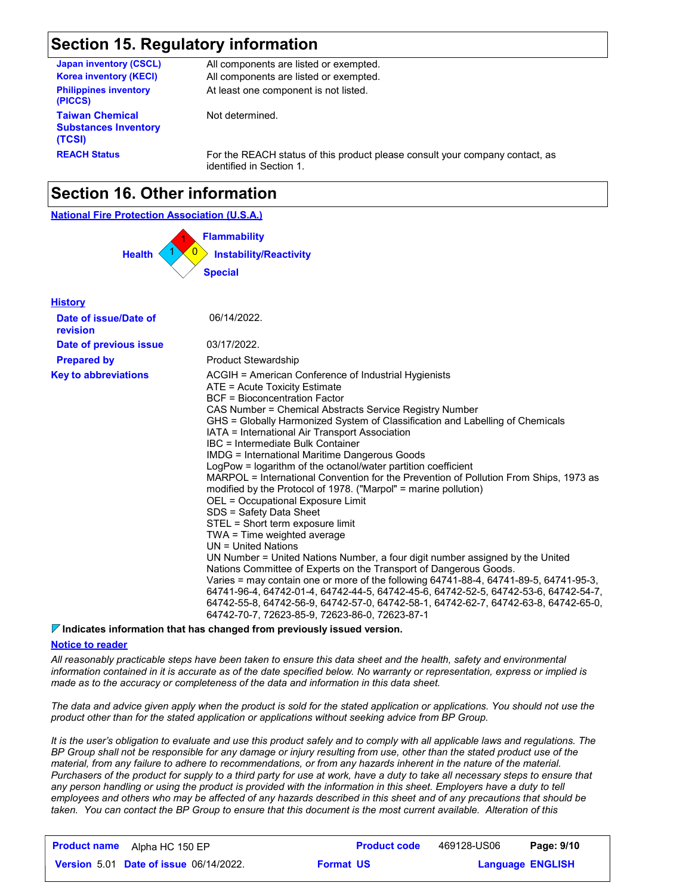## Section 15. Regulatory information

| | |
|---|---|
| **Japan inventory (CSCL)** | All components are listed or exempted. |
| **Korea inventory (KECI)** | All components are listed or exempted. |
| **Philippines inventory (PICCS)** | At least one component is not listed. |
| **Taiwan Chemical Substances Inventory (TCSI)** | Not determined. |
| **REACH Status** | For the REACH status of this product please consult your company contact, as identified in Section 1. |

## Section 16. Other information

**National Fire Protection Association (U.S.A.)**

Flammability: 1
Health: 1
Instability/Reactivity: 0
Special

**History**

| | |
|---|---|
| **Date of issue/Date of revision** | 06/14/2022. |
| **Date of previous issue** | 03/17/2022. |
| **Prepared by** | Product Stewardship |
| **Key to abbreviations** | ACGIH = American Conference of Industrial Hygienists<br>ATE = Acute Toxicity Estimate<br>BCF = Bioconcentration Factor<br>CAS Number = Chemical Abstracts Service Registry Number<br>GHS = Globally Harmonized System of Classification and Labelling of Chemicals<br>IATA = International Air Transport Association<br>IBC = Intermediate Bulk Container<br>IMDG = International Maritime Dangerous Goods<br>LogPow = logarithm of the octanol/water partition coefficient<br>MARPOL = International Convention for the Prevention of Pollution From Ships, 1973 as modified by the Protocol of 1978. ("Marpol" = marine pollution)<br>OEL = Occupational Exposure Limit<br>SDS = Safety Data Sheet<br>STEL = Short term exposure limit<br>TWA = Time weighted average<br>UN = United Nations<br>UN Number = United Nations Number, a four digit number assigned by the United Nations Committee of Experts on the Transport of Dangerous Goods.<br>Varies = may contain one or more of the following 64741-88-4, 64741-89-5, 64741-95-3, 64741-96-4, 64742-01-4, 64742-44-5, 64742-45-6, 64742-52-5, 64742-53-6, 64742-54-7, 64742-55-8, 64742-56-9, 64742-57-0, 64742-58-1, 64742-62-7, 64742-63-8, 64742-65-0, 64742-70-7, 72623-85-9, 72623-86-0, 72623-87-1 |

**Indicates information that has changed from previously issued version.**

**Notice to reader**

*All reasonably practicable steps have been taken to ensure this data sheet and the health, safety and environmental information contained in it is accurate as of the date specified below. No warranty or representation, express or implied is made as to the accuracy or completeness of the data and information in this data sheet.*

*The data and advice given apply when the product is sold for the stated application or applications. You should not use the product other than for the stated application or applications without seeking advice from BP Group.*

*It is the user's obligation to evaluate and use this product safely and to comply with all applicable laws and regulations. The BP Group shall not be responsible for any damage or injury resulting from use, other than the stated product use of the material, from any failure to adhere to recommendations, or from any hazards inherent in the nature of the material. Purchasers of the product for supply to a third party for use at work, have a duty to take all necessary steps to ensure that any person handling or using the product is provided with the information in this sheet. Employers have a duty to tell employees and others who may be affected of any hazards described in this sheet and of any precautions that should be taken. You can contact the BP Group to ensure that this document is the most current available. Alteration of this*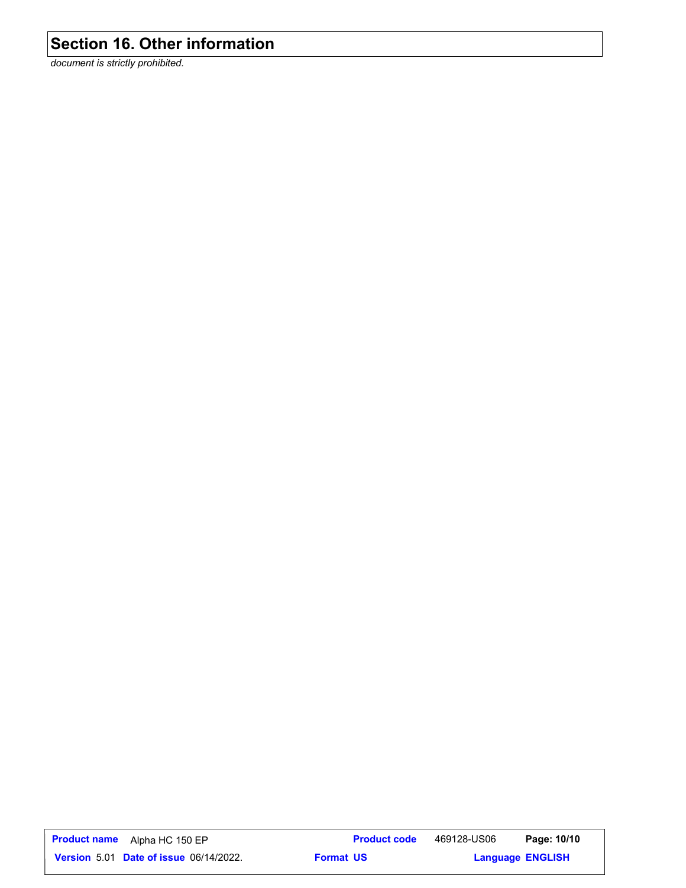## Section 16. Other information

*document is strictly prohibited.*